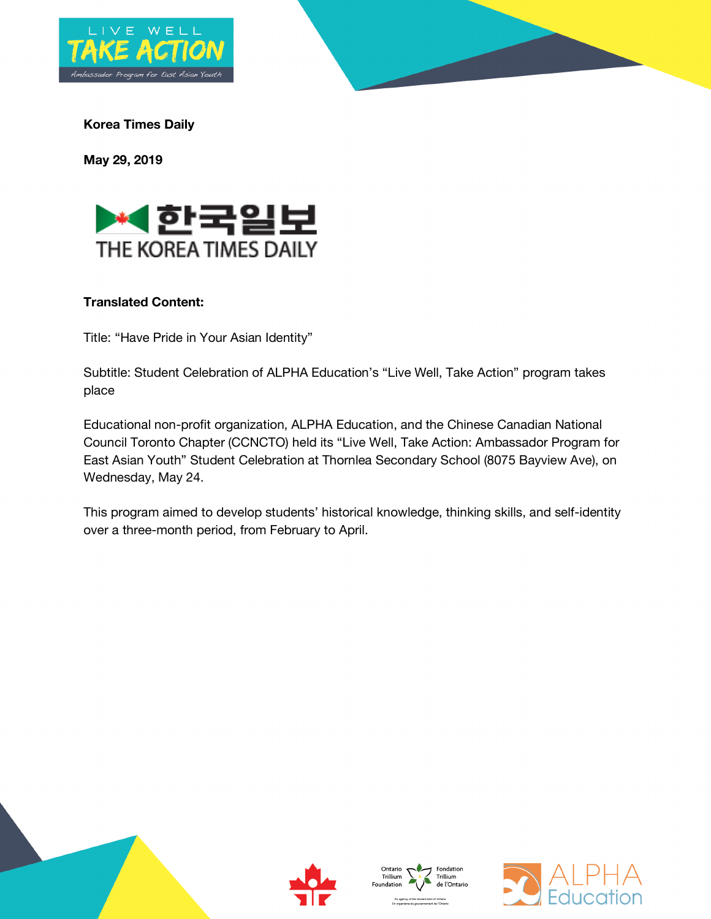**Korea Times Daily**

**May 29, 2019**

**Translated Content:**

Title: “Have Pride in Your Asian Identity”

Subtitle: Student Celebration of ALPHA Education’s “Live Well, Take Action” program takes place

Educational non-profit organization, ALPHA Education, and the Chinese Canadian National Council Toronto Chapter (CCNCTO) held its “Live Well, Take Action: Ambassador Program for East Asian Youth” Student Celebration at Thornlea Secondary School (8075 Bayview Ave), on Wednesday, May 24.

This program aimed to develop students’ historical knowledge, thinking skills, and self-identity over a three-month period, from February to April.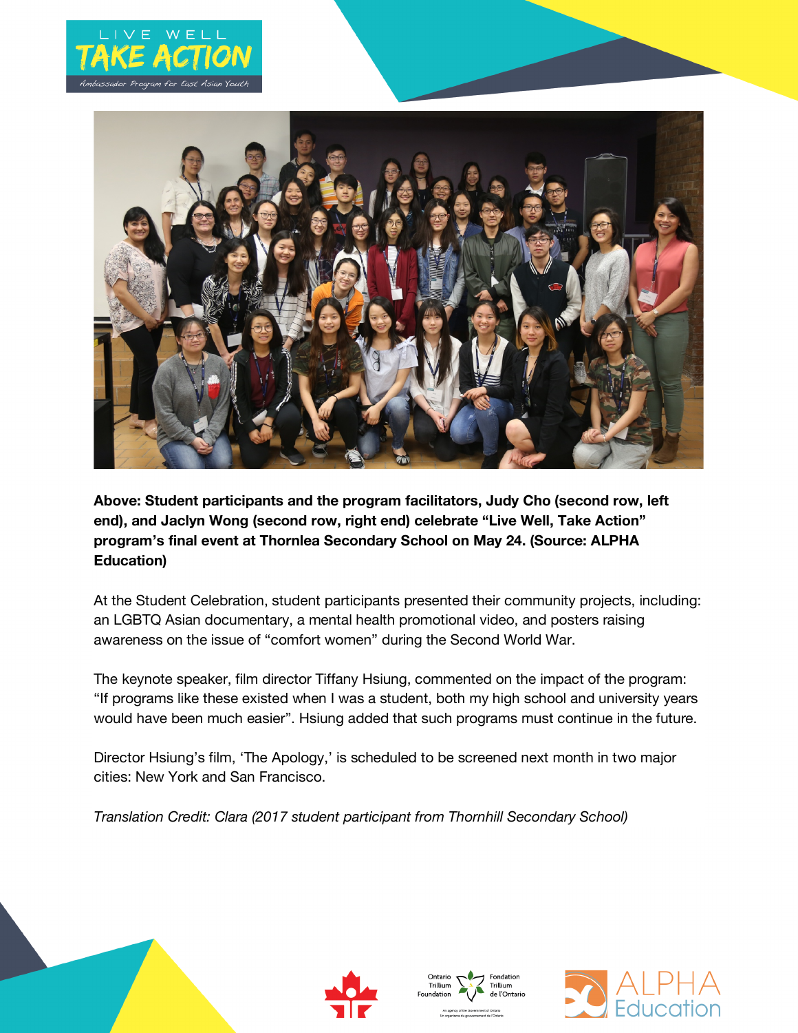**Above: Student participants and the program facilitators, Judy Cho (second row, left end), and Jaclyn Wong (second row, right end) celebrate "Live Well, Take Action" program's final event at Thornlea Secondary School on May 24. (Source: ALPHA Education)**

At the Student Celebration, student participants presented their community projects, including: an LGBTQ Asian documentary, a mental health promotional video, and posters raising awareness on the issue of "comfort women" during the Second World War.

The keynote speaker, film director Tiffany Hsiung, commented on the impact of the program: "If programs like these existed when I was a student, both my high school and university years would have been much easier". Hsiung added that such programs must continue in the future.

Director Hsiung's film, 'The Apology,' is scheduled to be screened next month in two major cities: New York and San Francisco.

*Translation Credit: Clara (2017 student participant from Thornhill Secondary School)*